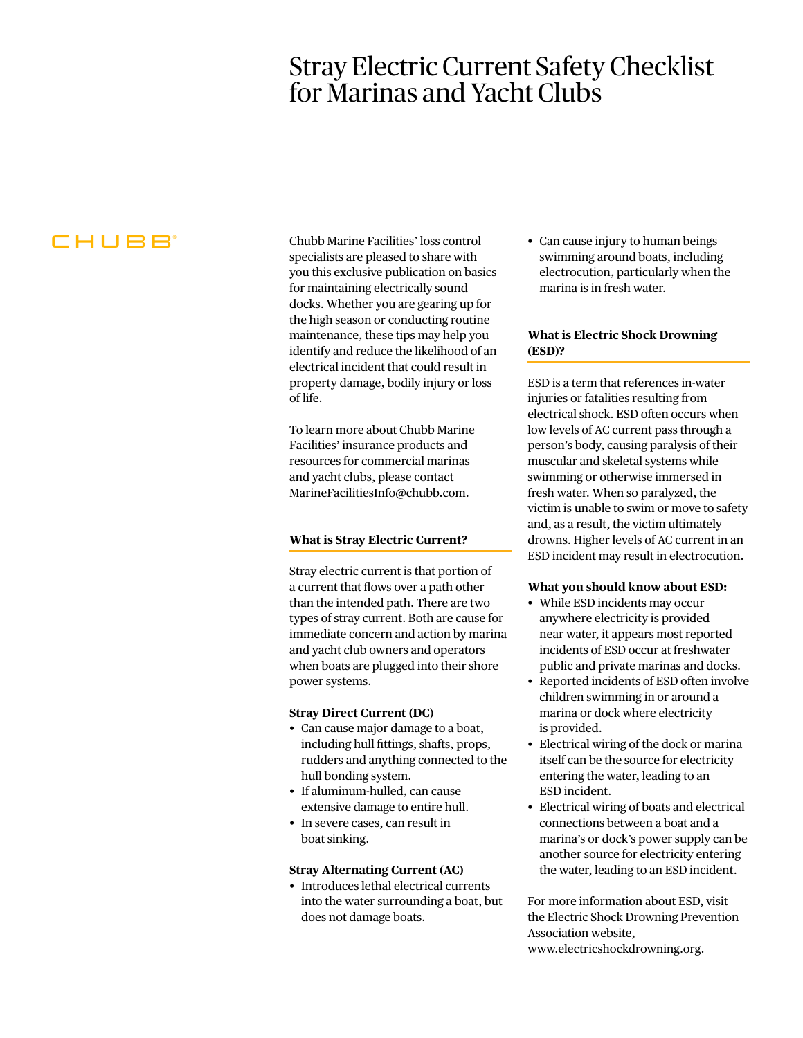# Stray Electric Current Safety Checklist for Marinas and Yacht Clubs

CHUBB®

Chubb Marine Facilities' loss control specialists are pleased to share with you this exclusive publication on basics for maintaining electrically sound docks. Whether you are gearing up for the high season or conducting routine maintenance, these tips may help you identify and reduce the likelihood of an electrical incident that could result in property damage, bodily injury or loss of life.

To learn more about Chubb Marine Facilities' insurance products and resources for commercial marinas and yacht clubs, please contact MarineFacilitiesInfo@chubb.com.

## What is Stray Electric Current?

Stray electric current is that portion of a current that flows over a path other than the intended path. There are two types of stray current. Both are cause for immediate concern and action by marina and yacht club owners and operators when boats are plugged into their shore power systems.

### Stray Direct Current (DC)

- Can cause major damage to a boat, including hull fittings, shafts, props, rudders and anything connected to the hull bonding system.
- If aluminum-hulled, can cause extensive damage to entire hull.
- In severe cases, can result in boat sinking.

### Stray Alternating Current (AC)

- Introduces lethal electrical currents into the water surrounding a boat, but does not damage boats.
- Can cause injury to human beings swimming around boats, including electrocution, particularly when the marina is in fresh water.

## What is Electric Shock Drowning (ESD)?

ESD is a term that references in-water injuries or fatalities resulting from electrical shock. ESD often occurs when low levels of AC current pass through a person's body, causing paralysis of their muscular and skeletal systems while swimming or otherwise immersed in fresh water. When so paralyzed, the victim is unable to swim or move to safety and, as a result, the victim ultimately drowns. Higher levels of AC current in an ESD incident may result in electrocution.

### What you should know about ESD:

- While ESD incidents may occur anywhere electricity is provided near water, it appears most reported incidents of ESD occur at freshwater public and private marinas and docks.
- Reported incidents of ESD often involve children swimming in or around a marina or dock where electricity is provided.
- Electrical wiring of the dock or marina itself can be the source for electricity entering the water, leading to an ESD incident.
- Electrical wiring of boats and electrical connections between a boat and a marina's or dock's power supply can be another source for electricity entering the water, leading to an ESD incident.

For more information about ESD, visit the Electric Shock Drowning Prevention Association website, www.electricshockdrowning.org.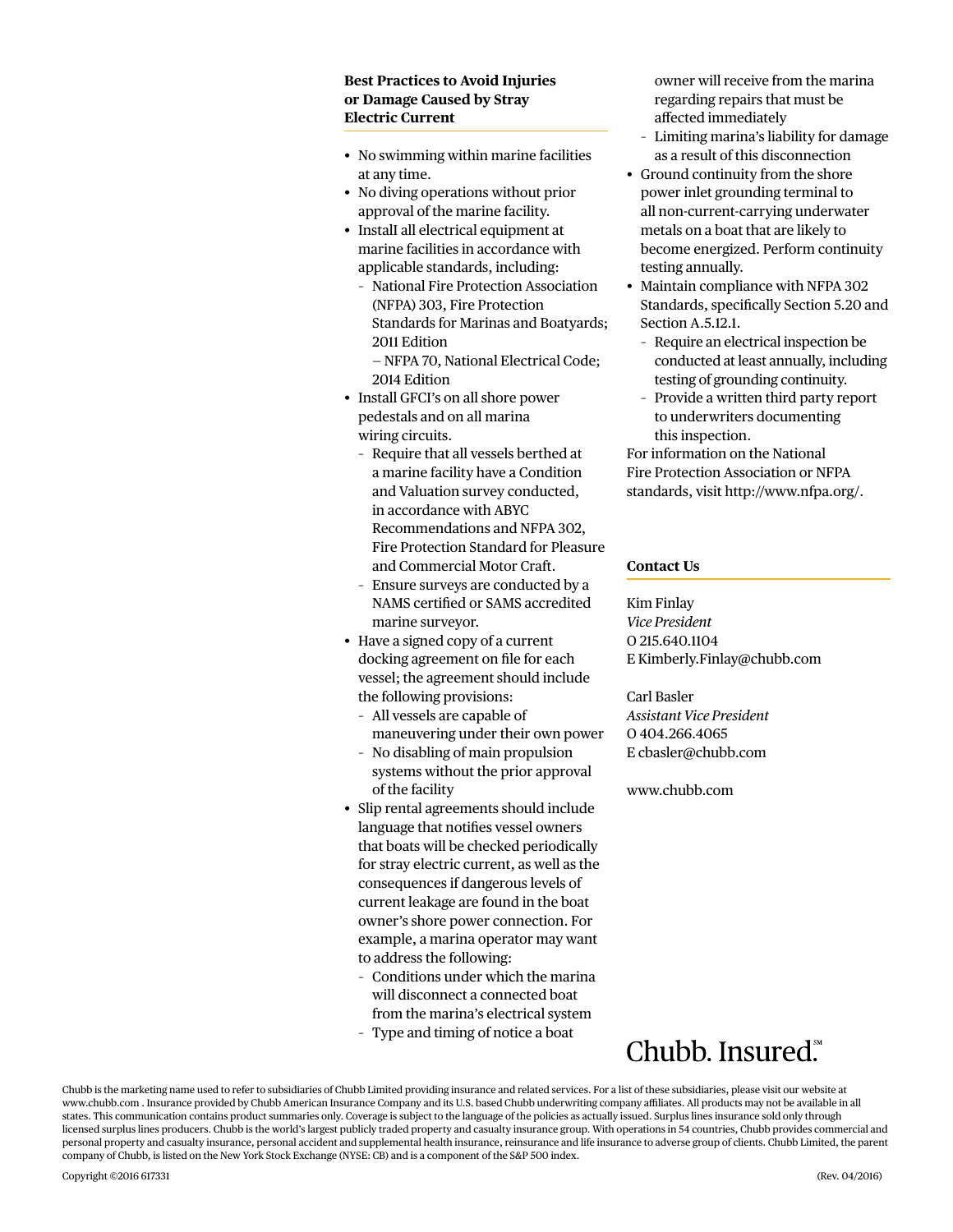### Best Practices to Avoid Injuries or Damage Caused by Stray Electric Current

- No swimming within marine facilities at any time.
- No diving operations without prior approval of the marine facility.
- InstalI all electrical equipment at marine facilities in accordance with applicable standards, including:
  - National Fire Protection Association (NFPA) 303, Fire Protection Standards for Marinas and Boatyards; 2011 Edition
    — NFPA 70, National Electrical Code; 2014 Edition
- Install GFCI's on all shore power pedestals and on all marina wiring circuits.
  - Require that all vessels berthed at a marine facility have a Condition and Valuation survey conducted, in accordance with ABYC Recommendations and NFPA 302, Fire Protection Standard for Pleasure and Commercial Motor Craft.
  - Ensure surveys are conducted by a NAMS certified or SAMS accredited marine surveyor.
- Have a signed copy of a current docking agreement on file for each vessel; the agreement should include the following provisions:
  - All vessels are capable of maneuvering under their own power
  - No disabling of main propulsion systems without the prior approval of the facility
- Slip rental agreements should include language that notifies vessel owners that boats will be checked periodically for stray electric current, as well as the consequences if dangerous levels of current leakage are found in the boat owner's shore power connection. For example, a marina operator may want to address the following:
  - Conditions under which the marina will disconnect a connected boat from the marina's electrical system
  - Type and timing of notice a boat owner will receive from the marina regarding repairs that must be affected immediately
  - Limiting marina's liability for damage as a result of this disconnection
- Ground continuity from the shore power inlet grounding terminal to all non-current-carrying underwater metals on a boat that are likely to become energized. Perform continuity testing annually.
- Maintain compliance with NFPA 302 Standards, specifically Section 5.20 and Section A.5.12.1.
  - Require an electrical inspection be conducted at least annually, including testing of grounding continuity.
  - Provide a written third party report to underwriters documenting this inspection.

For information on the National Fire Protection Association or NFPA standards, visit http://www.nfpa.org/.

### Contact Us

Kim Finlay
*Vice President*
O 215.640.1104
E Kimberly.Finlay@chubb.com

Carl Basler
*Assistant Vice President*
O 404.266.4065
E cbasler@chubb.com

www.chubb.com

Chubb. Insured.℠

Chubb is the marketing name used to refer to subsidiaries of Chubb Limited providing insurance and related services. For a list of these subsidiaries, please visit our website at www.chubb.com . Insurance provided by Chubb American Insurance Company and its U.S. based Chubb underwriting company affiliates. All products may not be available in all states. This communication contains product summaries only. Coverage is subject to the language of the policies as actually issued. Surplus lines insurance sold only through licensed surplus lines producers. Chubb is the world's largest publicly traded property and casualty insurance group. With operations in 54 countries, Chubb provides commercial and personal property and casualty insurance, personal accident and supplemental health insurance, reinsurance and life insurance to adverse group of clients. Chubb Limited, the parent company of Chubb, is listed on the New York Stock Exchange (NYSE: CB) and is a component of the S&P 500 index.

Copyright ©2016 617331 (Rev. 04/2016)